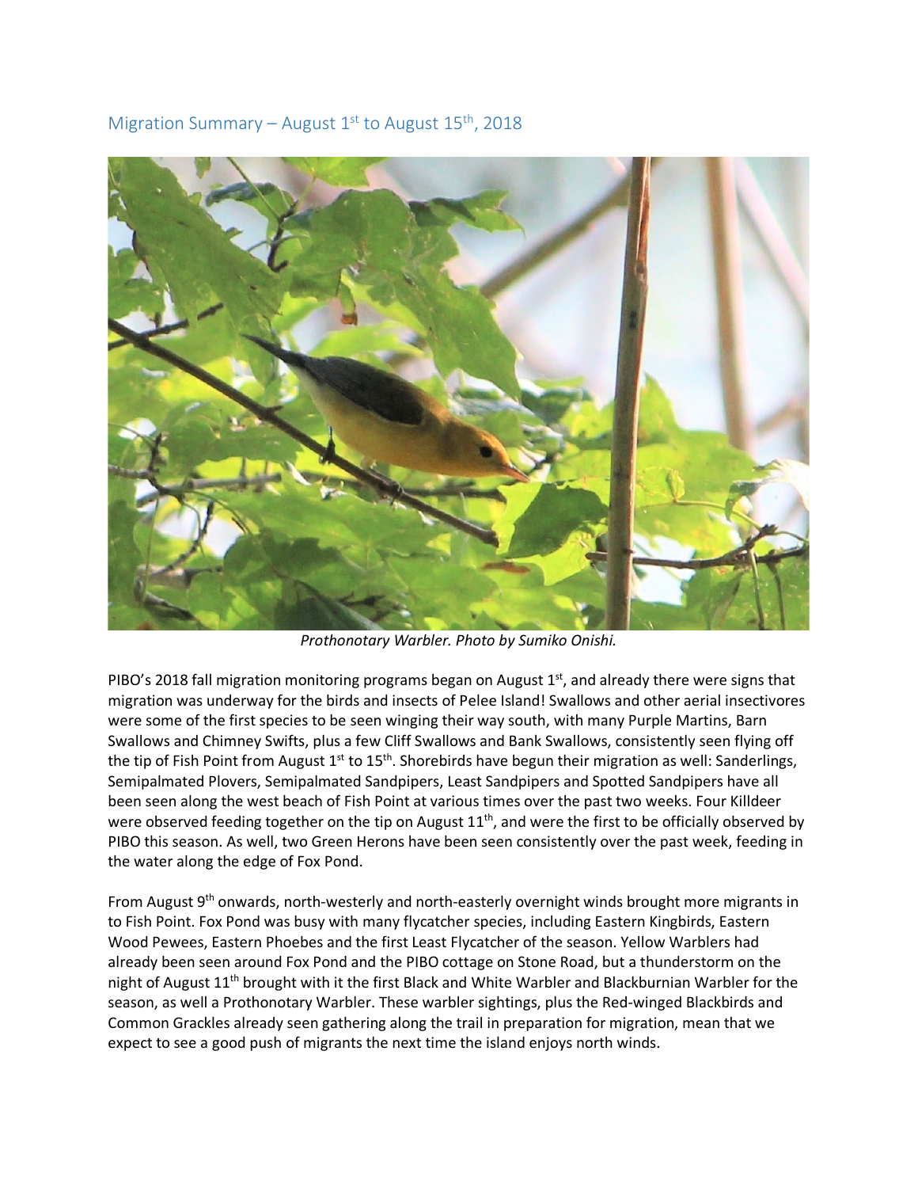## Migration Summary – August 1st to August 15th, 2018

*Prothonotary Warbler. Photo by Sumiko Onishi.*

PIBO's 2018 fall migration monitoring programs began on August 1st, and already there were signs that migration was underway for the birds and insects of Pelee Island! Swallows and other aerial insectivores were some of the first species to be seen winging their way south, with many Purple Martins, Barn Swallows and Chimney Swifts, plus a few Cliff Swallows and Bank Swallows, consistently seen flying off the tip of Fish Point from August 1st to 15th. Shorebirds have begun their migration as well: Sanderlings, Semipalmated Plovers, Semipalmated Sandpipers, Least Sandpipers and Spotted Sandpipers have all been seen along the west beach of Fish Point at various times over the past two weeks. Four Killdeer were observed feeding together on the tip on August 11th, and were the first to be officially observed by PIBO this season. As well, two Green Herons have been seen consistently over the past week, feeding in the water along the edge of Fox Pond.

From August 9th onwards, north-westerly and north-easterly overnight winds brought more migrants in to Fish Point. Fox Pond was busy with many flycatcher species, including Eastern Kingbirds, Eastern Wood Pewees, Eastern Phoebes and the first Least Flycatcher of the season. Yellow Warblers had already been seen around Fox Pond and the PIBO cottage on Stone Road, but a thunderstorm on the night of August 11th brought with it the first Black and White Warbler and Blackburnian Warbler for the season, as well a Prothonotary Warbler. These warbler sightings, plus the Red-winged Blackbirds and Common Grackles already seen gathering along the trail in preparation for migration, mean that we expect to see a good push of migrants the next time the island enjoys north winds.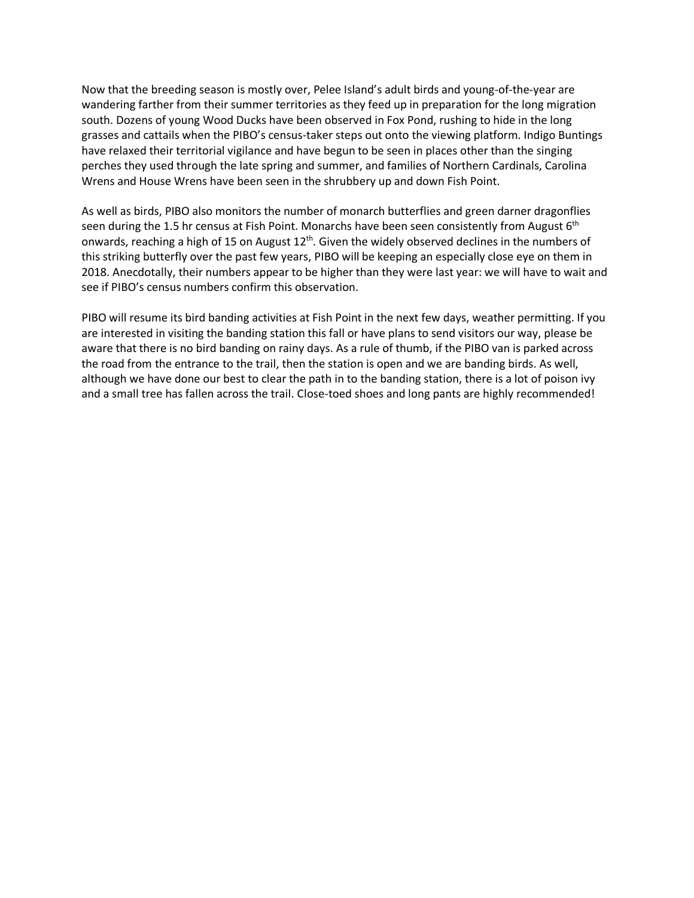Now that the breeding season is mostly over, Pelee Island's adult birds and young-of-the-year are wandering farther from their summer territories as they feed up in preparation for the long migration south. Dozens of young Wood Ducks have been observed in Fox Pond, rushing to hide in the long grasses and cattails when the PIBO's census-taker steps out onto the viewing platform. Indigo Buntings have relaxed their territorial vigilance and have begun to be seen in places other than the singing perches they used through the late spring and summer, and families of Northern Cardinals, Carolina Wrens and House Wrens have been seen in the shrubbery up and down Fish Point.

As well as birds, PIBO also monitors the number of monarch butterflies and green darner dragonflies seen during the 1.5 hr census at Fish Point. Monarchs have been seen consistently from August 6th onwards, reaching a high of 15 on August 12th. Given the widely observed declines in the numbers of this striking butterfly over the past few years, PIBO will be keeping an especially close eye on them in 2018. Anecdotally, their numbers appear to be higher than they were last year: we will have to wait and see if PIBO's census numbers confirm this observation.

PIBO will resume its bird banding activities at Fish Point in the next few days, weather permitting. If you are interested in visiting the banding station this fall or have plans to send visitors our way, please be aware that there is no bird banding on rainy days. As a rule of thumb, if the PIBO van is parked across the road from the entrance to the trail, then the station is open and we are banding birds. As well, although we have done our best to clear the path in to the banding station, there is a lot of poison ivy and a small tree has fallen across the trail. Close-toed shoes and long pants are highly recommended!